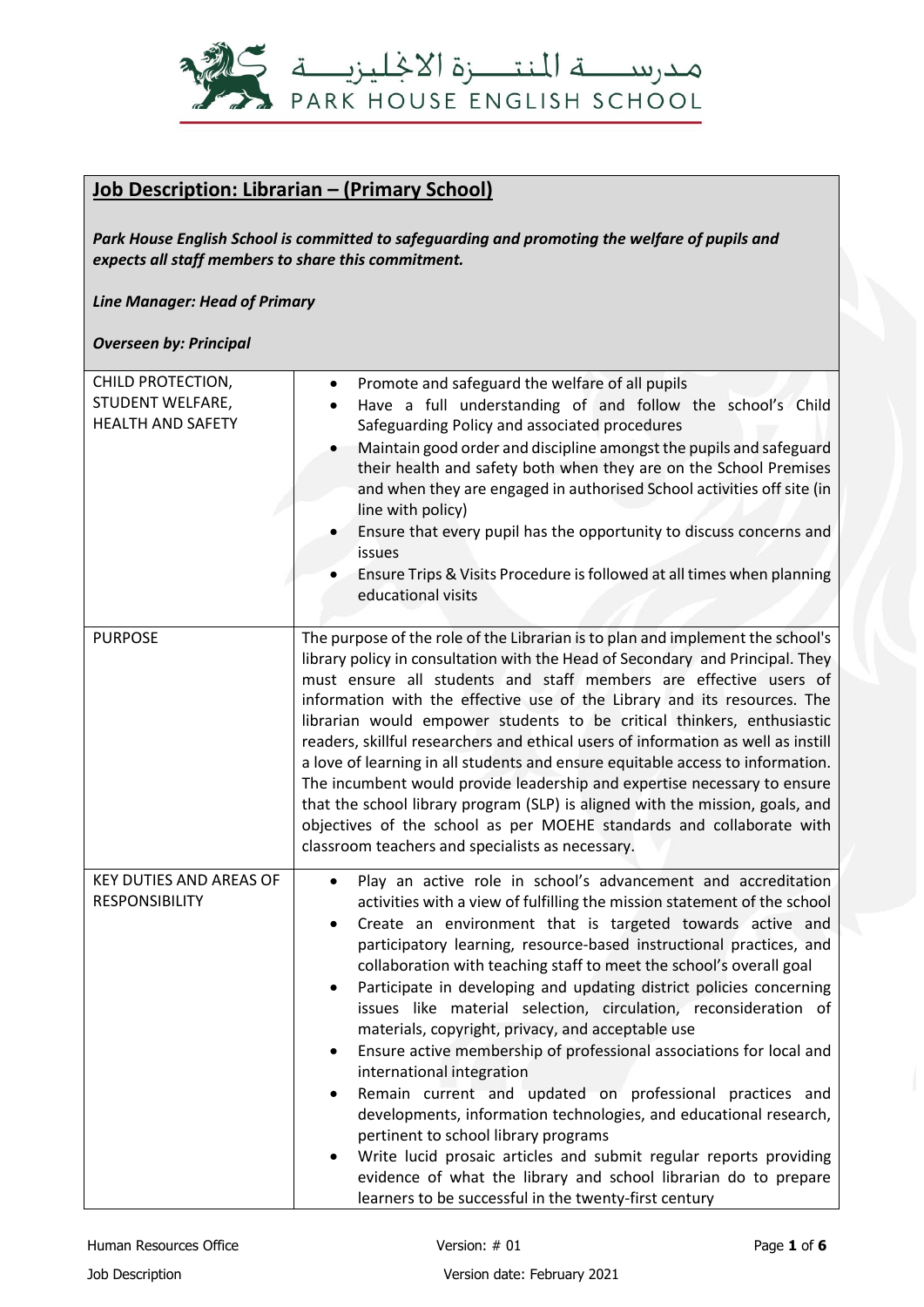مدرســـــة المنتـــــزة الانجليزيـــــة
PARK HOUSE ENGLISH SCHOOL

## Job Description: Librarian – (Primary School)

***Park House English School is committed to safeguarding and promoting the welfare of pupils and expects all staff members to share this commitment.***

***Line Manager: Head of Primary***

***Overseen by: Principal***

| | |
|---|---|
| CHILD PROTECTION, STUDENT WELFARE, HEALTH AND SAFETY | • Promote and safeguard the welfare of all pupils<br>• Have a full understanding of and follow the school's Child Safeguarding Policy and associated procedures<br>• Maintain good order and discipline amongst the pupils and safeguard their health and safety both when they are on the School Premises and when they are engaged in authorised School activities off site (in line with policy)<br>• Ensure that every pupil has the opportunity to discuss concerns and issues<br>• Ensure Trips & Visits Procedure is followed at all times when planning educational visits |
| PURPOSE | The purpose of the role of the Librarian is to plan and implement the school's library policy in consultation with the Head of Secondary and Principal. They must ensure all students and staff members are effective users of information with the effective use of the Library and its resources. The librarian would empower students to be critical thinkers, enthusiastic readers, skillful researchers and ethical users of information as well as instill a love of learning in all students and ensure equitable access to information. The incumbent would provide leadership and expertise necessary to ensure that the school library program (SLP) is aligned with the mission, goals, and objectives of the school as per MOEHE standards and collaborate with classroom teachers and specialists as necessary. |
| KEY DUTIES AND AREAS OF RESPONSIBILITY | • Play an active role in school's advancement and accreditation activities with a view of fulfilling the mission statement of the school<br>• Create an environment that is targeted towards active and participatory learning, resource-based instructional practices, and collaboration with teaching staff to meet the school's overall goal<br>• Participate in developing and updating district policies concerning issues like material selection, circulation, reconsideration of materials, copyright, privacy, and acceptable use<br>• Ensure active membership of professional associations for local and international integration<br>• Remain current and updated on professional practices and developments, information technologies, and educational research, pertinent to school library programs<br>• Write lucid prosaic articles and submit regular reports providing evidence of what the library and school librarian do to prepare learners to be successful in the twenty-first century |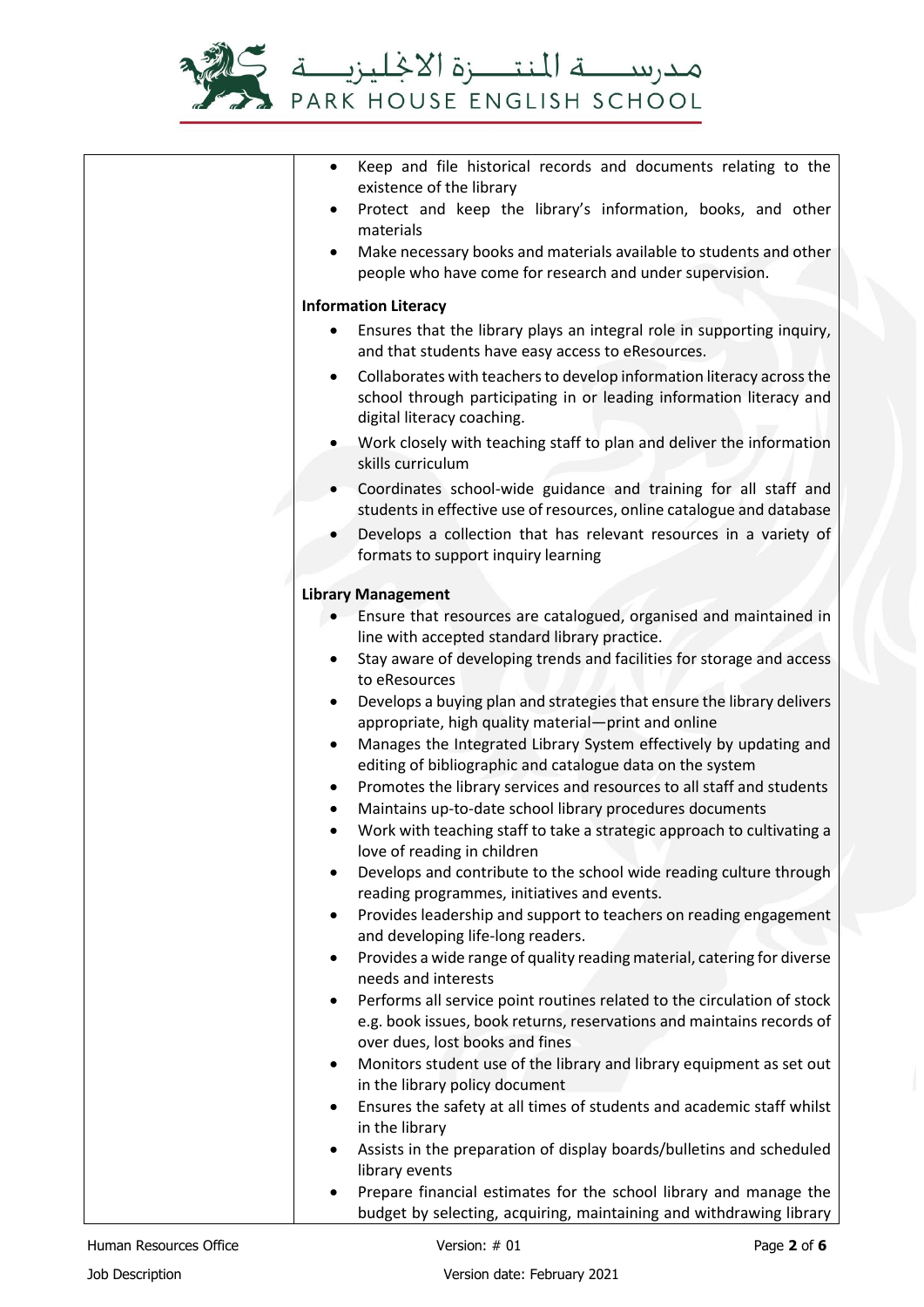| | • Keep and file historical records and documents relating to the existence of the library<br>• Protect and keep the library's information, books, and other materials<br>• Make necessary books and materials available to students and other people who have come for research and under supervision.<br><br>**Information Literacy**<br>• Ensures that the library plays an integral role in supporting inquiry, and that students have easy access to eResources.<br>• Collaborates with teachers to develop information literacy across the school through participating in or leading information literacy and digital literacy coaching.<br>• Work closely with teaching staff to plan and deliver the information skills curriculum<br>• Coordinates school-wide guidance and training for all staff and students in effective use of resources, online catalogue and database<br>• Develops a collection that has relevant resources in a variety of formats to support inquiry learning<br><br>**Library Management**<br>• Ensure that resources are catalogued, organised and maintained in line with accepted standard library practice.<br>• Stay aware of developing trends and facilities for storage and access to eResources<br>• Develops a buying plan and strategies that ensure the library delivers appropriate, high quality material—print and online<br>• Manages the Integrated Library System effectively by updating and editing of bibliographic and catalogue data on the system<br>• Promotes the library services and resources to all staff and students<br>• Maintains up-to-date school library procedures documents<br>• Work with teaching staff to take a strategic approach to cultivating a love of reading in children<br>• Develops and contribute to the school wide reading culture through reading programmes, initiatives and events.<br>• Provides leadership and support to teachers on reading engagement and developing life-long readers.<br>• Provides a wide range of quality reading material, catering for diverse needs and interests<br>• Performs all service point routines related to the circulation of stock e.g. book issues, book returns, reservations and maintains records of over dues, lost books and fines<br>• Monitors student use of the library and library equipment as set out in the library policy document<br>• Ensures the safety at all times of students and academic staff whilst in the library<br>• Assists in the preparation of display boards/bulletins and scheduled library events<br>• Prepare financial estimates for the school library and manage the budget by selecting, acquiring, maintaining and withdrawing library |
|---|---|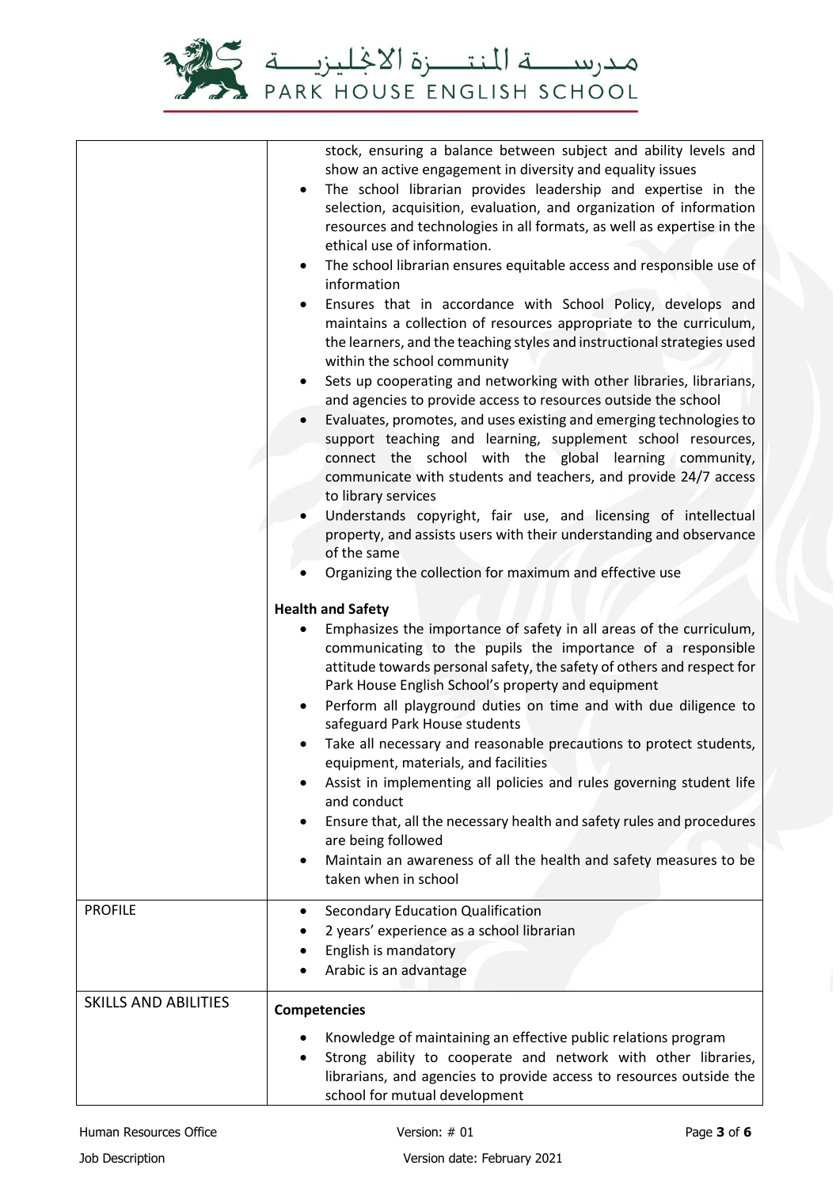| | |
|---|---|
| | stock, ensuring a balance between subject and ability levels and show an active engagement in diversity and equality issues<br>• The school librarian provides leadership and expertise in the selection, acquisition, evaluation, and organization of information resources and technologies in all formats, as well as expertise in the ethical use of information.<br>• The school librarian ensures equitable access and responsible use of information<br>• Ensures that in accordance with School Policy, develops and maintains a collection of resources appropriate to the curriculum, the learners, and the teaching styles and instructional strategies used within the school community<br>• Sets up cooperating and networking with other libraries, librarians, and agencies to provide access to resources outside the school<br>• Evaluates, promotes, and uses existing and emerging technologies to support teaching and learning, supplement school resources, connect the school with the global learning community, communicate with students and teachers, and provide 24/7 access to library services<br>• Understands copyright, fair use, and licensing of intellectual property, and assists users with their understanding and observance of the same<br>• Organizing the collection for maximum and effective use<br><br>**Health and Safety**<br>• Emphasizes the importance of safety in all areas of the curriculum, communicating to the pupils the importance of a responsible attitude towards personal safety, the safety of others and respect for Park House English School's property and equipment<br>• Perform all playground duties on time and with due diligence to safeguard Park House students<br>• Take all necessary and reasonable precautions to protect students, equipment, materials, and facilities<br>• Assist in implementing all policies and rules governing student life and conduct<br>• Ensure that, all the necessary health and safety rules and procedures are being followed<br>• Maintain an awareness of all the health and safety measures to be taken when in school |
| PROFILE | • Secondary Education Qualification<br>• 2 years' experience as a school librarian<br>• English is mandatory<br>• Arabic is an advantage |
| SKILLS AND ABILITIES | **Competencies**<br>• Knowledge of maintaining an effective public relations program<br>• Strong ability to cooperate and network with other libraries, librarians, and agencies to provide access to resources outside the school for mutual development |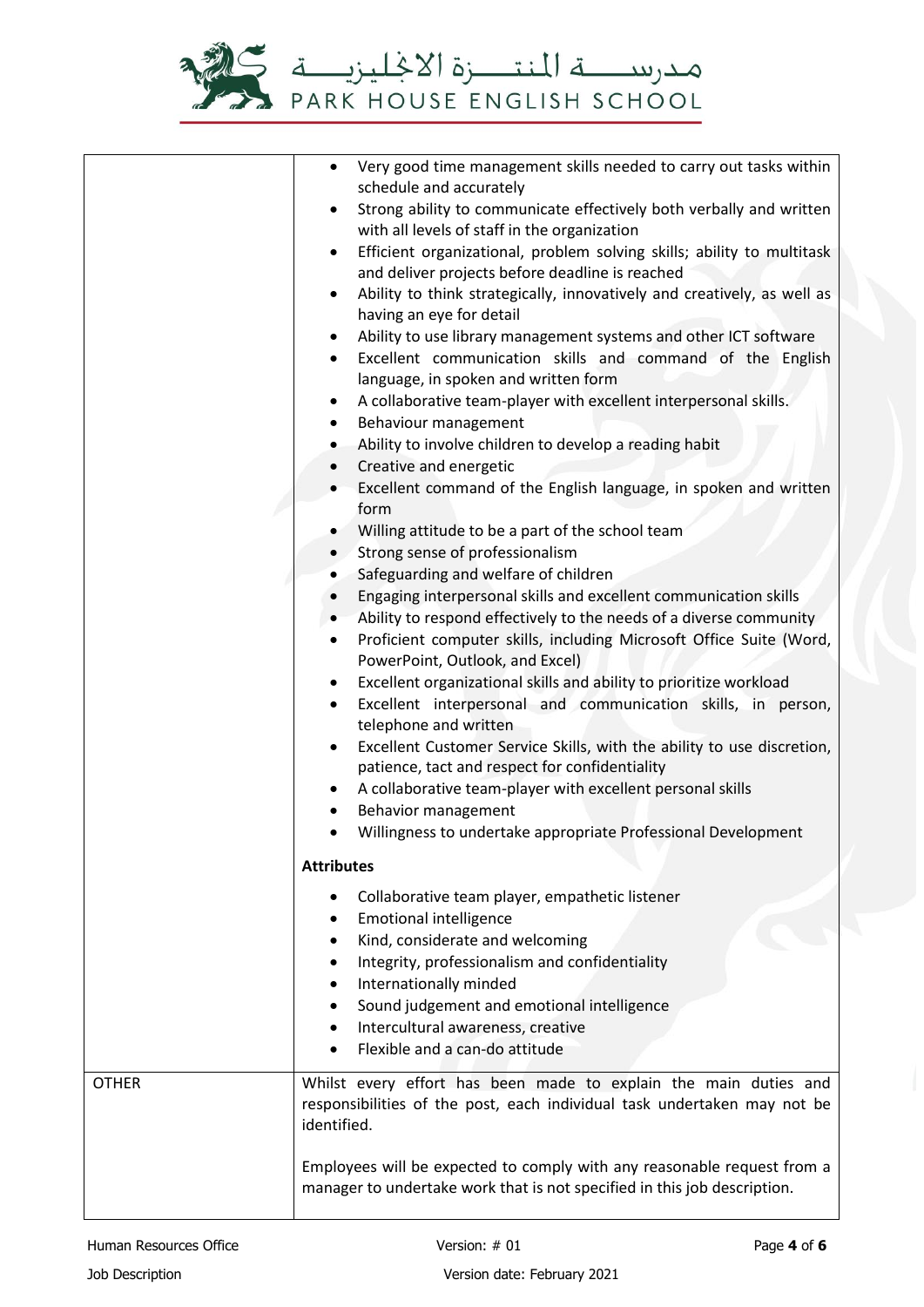| | |
|---|---|
| | <ul><li>Very good time management skills needed to carry out tasks within schedule and accurately</li><li>Strong ability to communicate effectively both verbally and written with all levels of staff in the organization</li><li>Efficient organizational, problem solving skills; ability to multitask and deliver projects before deadline is reached</li><li>Ability to think strategically, innovatively and creatively, as well as having an eye for detail</li><li>Ability to use library management systems and other ICT software</li><li>Excellent communication skills and command of the English language, in spoken and written form</li><li>A collaborative team-player with excellent interpersonal skills.</li><li>Behaviour management</li><li>Ability to involve children to develop a reading habit</li><li>Creative and energetic</li><li>Excellent command of the English language, in spoken and written form</li><li>Willing attitude to be a part of the school team</li><li>Strong sense of professionalism</li><li>Safeguarding and welfare of children</li><li>Engaging interpersonal skills and excellent communication skills</li><li>Ability to respond effectively to the needs of a diverse community</li><li>Proficient computer skills, including Microsoft Office Suite (Word, PowerPoint, Outlook, and Excel)</li><li>Excellent organizational skills and ability to prioritize workload</li><li>Excellent interpersonal and communication skills, in person, telephone and written</li><li>Excellent Customer Service Skills, with the ability to use discretion, patience, tact and respect for confidentiality</li><li>A collaborative team-player with excellent personal skills</li><li>Behavior management</li><li>Willingness to undertake appropriate Professional Development</li></ul>**Attributes**<ul><li>Collaborative team player, empathetic listener</li><li>Emotional intelligence</li><li>Kind, considerate and welcoming</li><li>Integrity, professionalism and confidentiality</li><li>Internationally minded</li><li>Sound judgement and emotional intelligence</li><li>Intercultural awareness, creative</li><li>Flexible and a can-do attitude</li></ul> |
| OTHER | Whilst every effort has been made to explain the main duties and responsibilities of the post, each individual task undertaken may not be identified.<br><br>Employees will be expected to comply with any reasonable request from a manager to undertake work that is not specified in this job description. |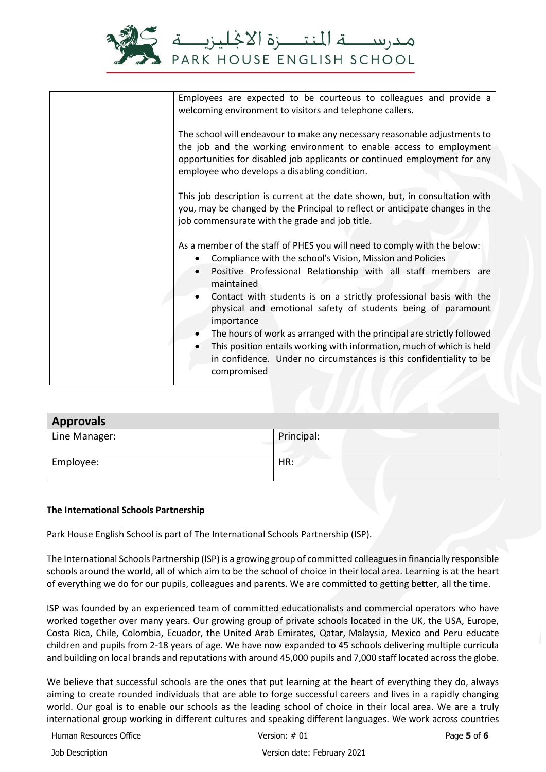| | |
|---|---|
| | Employees are expected to be courteous to colleagues and provide a welcoming environment to visitors and telephone callers.<br><br>The school will endeavour to make any necessary reasonable adjustments to the job and the working environment to enable access to employment opportunities for disabled job applicants or continued employment for any employee who develops a disabling condition.<br><br>This job description is current at the date shown, but, in consultation with you, may be changed by the Principal to reflect or anticipate changes in the job commensurate with the grade and job title.<br><br>As a member of the staff of PHES you will need to comply with the below:<br>• Compliance with the school's Vision, Mission and Policies<br>• Positive Professional Relationship with all staff members are maintained<br>• Contact with students is on a strictly professional basis with the physical and emotional safety of students being of paramount importance<br>• The hours of work as arranged with the principal are strictly followed<br>• This position entails working with information, much of which is held in confidence. Under no circumstances is this confidentiality to be compromised |

| **Approvals** | |
|---|---|
| Line Manager: | Principal: |
| Employee: | HR: |

**The International Schools Partnership**

Park House English School is part of The International Schools Partnership (ISP).

The International Schools Partnership (ISP) is a growing group of committed colleagues in financially responsible schools around the world, all of which aim to be the school of choice in their local area. Learning is at the heart of everything we do for our pupils, colleagues and parents. We are committed to getting better, all the time.

ISP was founded by an experienced team of committed educationalists and commercial operators who have worked together over many years. Our growing group of private schools located in the UK, the USA, Europe, Costa Rica, Chile, Colombia, Ecuador, the United Arab Emirates, Qatar, Malaysia, Mexico and Peru educate children and pupils from 2-18 years of age. We have now expanded to 45 schools delivering multiple curricula and building on local brands and reputations with around 45,000 pupils and 7,000 staff located across the globe.

We believe that successful schools are the ones that put learning at the heart of everything they do, always aiming to create rounded individuals that are able to forge successful careers and lives in a rapidly changing world. Our goal is to enable our schools as the leading school of choice in their local area. We are a truly international group working in different cultures and speaking different languages. We work across countries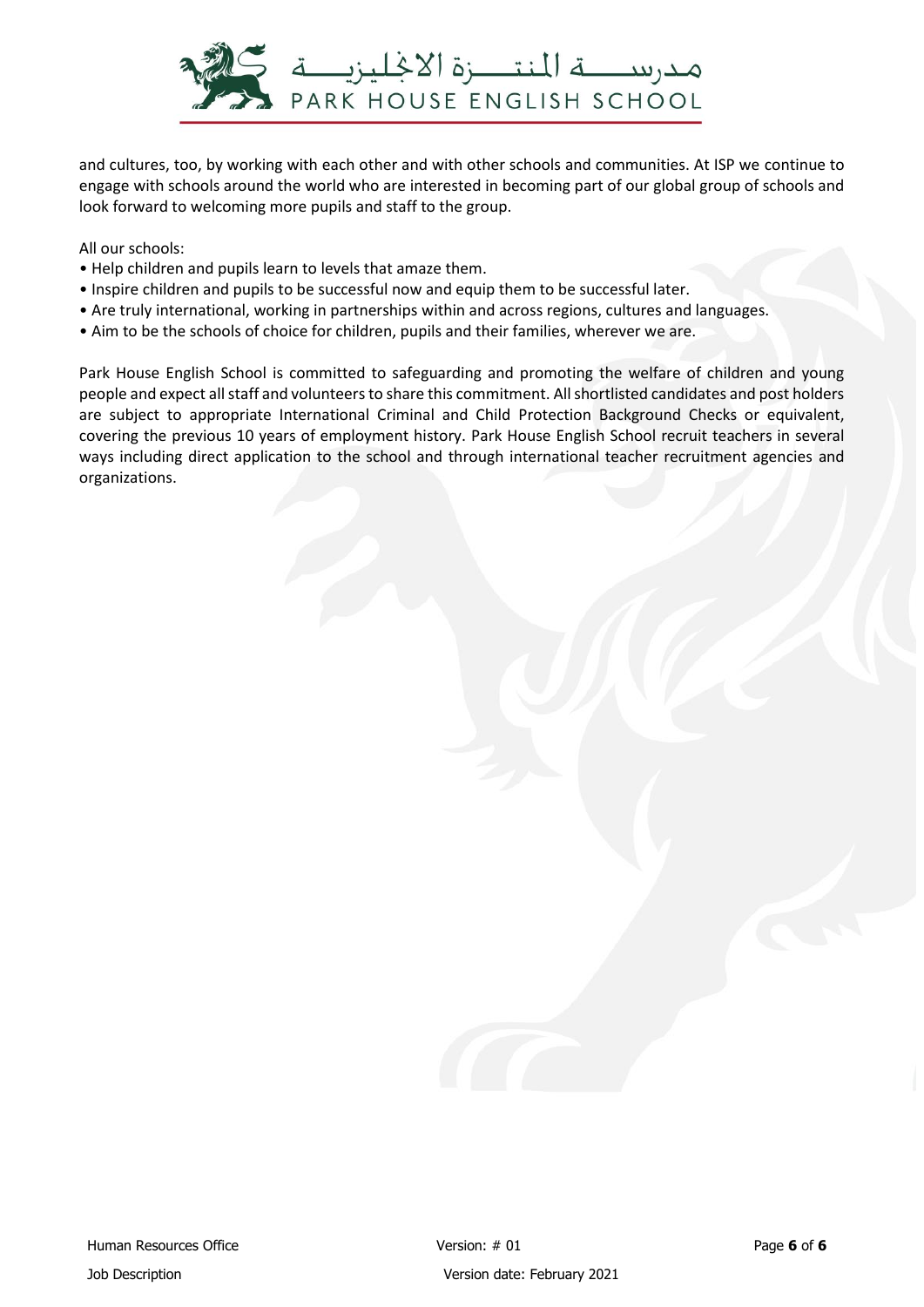and cultures, too, by working with each other and with other schools and communities. At ISP we continue to engage with schools around the world who are interested in becoming part of our global group of schools and look forward to welcoming more pupils and staff to the group.

All our schools:

- Help children and pupils learn to levels that amaze them.
- Inspire children and pupils to be successful now and equip them to be successful later.
- Are truly international, working in partnerships within and across regions, cultures and languages.
- Aim to be the schools of choice for children, pupils and their families, wherever we are.

Park House English School is committed to safeguarding and promoting the welfare of children and young people and expect all staff and volunteers to share this commitment. All shortlisted candidates and post holders are subject to appropriate International Criminal and Child Protection Background Checks or equivalent, covering the previous 10 years of employment history. Park House English School recruit teachers in several ways including direct application to the school and through international teacher recruitment agencies and organizations.